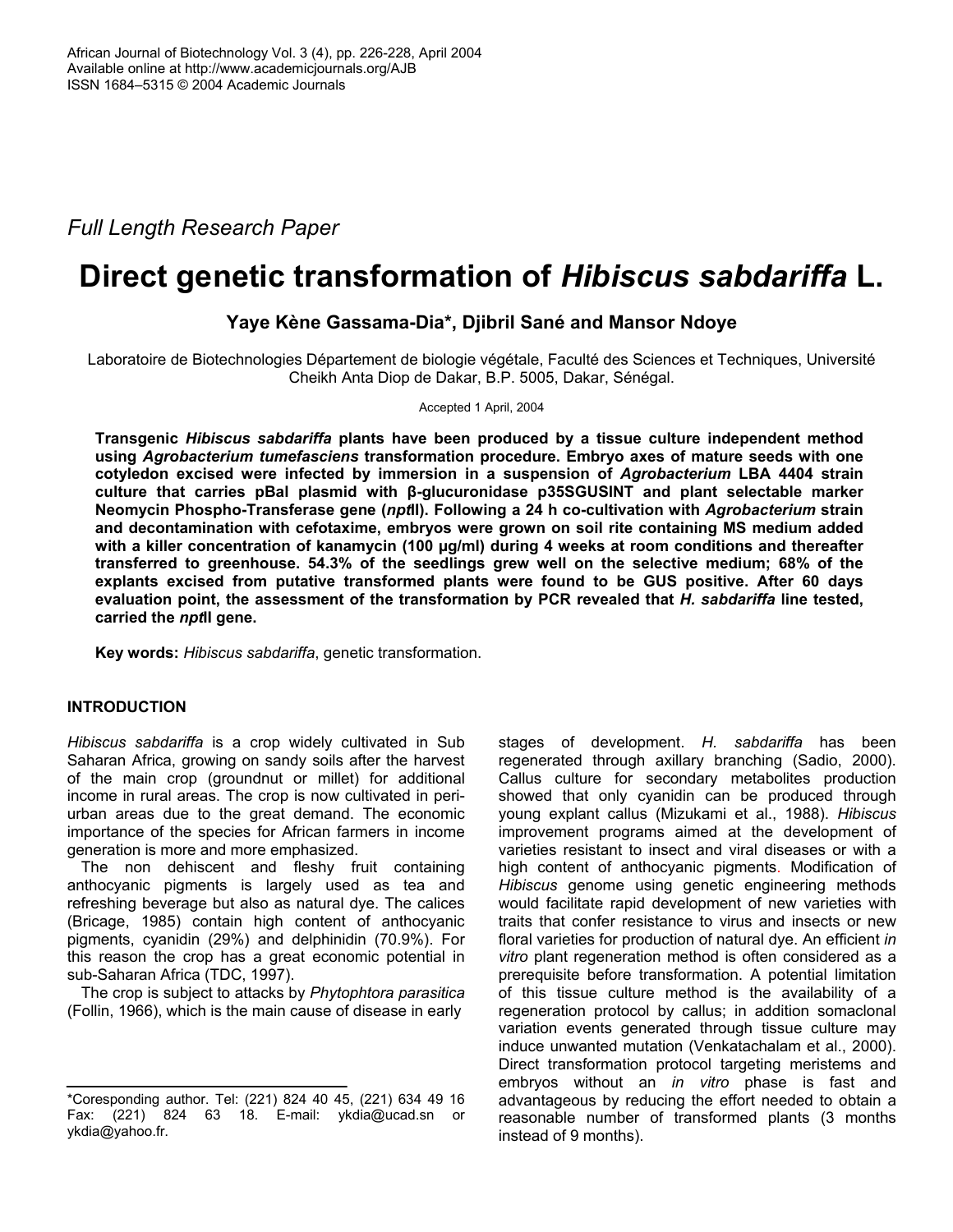Full Length Research Paper

# Direct genetic transformation of *Hibiscus sabdariffa* L.

**Yaye Kène Gassama-Dia\*, Djibril Sané and Mansor Ndoye**

Laboratoire de Biotechnologies Département de biologie végétale, Faculté des Sciences et Techniques, Université Cheikh Anta Diop de Dakar, B.P. 5005, Dakar, Sénégal.

Accepted 1 April, 2004

**Transgenic *Hibiscus sabdariffa* plants have been produced by a tissue culture independent method using *Agrobacterium tumefasciens* transformation procedure. Embryo axes of mature seeds with one cotyledon excised were infected by immersion in a suspension of *Agrobacterium* LBA 4404 strain culture that carries pBal plasmid with β-glucuronidase p35SGUSINT and plant selectable marker Neomycin Phospho-Transferase gene (*npt*II). Following a 24 h co-cultivation with *Agrobacterium* strain and decontamination with cefotaxime, embryos were grown on soil rite containing MS medium added with a killer concentration of kanamycin (100 µg/ml) during 4 weeks at room conditions and thereafter transferred to greenhouse. 54.3% of the seedlings grew well on the selective medium; 68% of the explants excised from putative transformed plants were found to be GUS positive. After 60 days evaluation point, the assessment of the transformation by PCR revealed that *H. sabdariffa* line tested, carried the *npt*II gene.**

**Key words:** *Hibiscus sabdariffa*, genetic transformation.

## INTRODUCTION

*Hibiscus sabdariffa* is a crop widely cultivated in Sub Saharan Africa, growing on sandy soils after the harvest of the main crop (groundnut or millet) for additional income in rural areas. The crop is now cultivated in peri-urban areas due to the great demand. The economic importance of the species for African farmers in income generation is more and more emphasized.

The non dehiscent and fleshy fruit containing anthocyanic pigments is largely used as tea and refreshing beverage but also as natural dye. The calices (Bricage, 1985) contain high content of anthocyanic pigments, cyanidin (29%) and delphinidin (70.9%). For this reason the crop has a great economic potential in sub-Saharan Africa (TDC, 1997).

The crop is subject to attacks by *Phytophtora parasitica* (Follin, 1966), which is the main cause of disease in early stages of development. *H. sabdariffa* has been regenerated through axillary branching (Sadio, 2000). Callus culture for secondary metabolites production showed that only cyanidin can be produced through young explant callus (Mizukami et al., 1988). *Hibiscus* improvement programs aimed at the development of varieties resistant to insect and viral diseases or with a high content of anthocyanic pigments. Modification of *Hibiscus* genome using genetic engineering methods would facilitate rapid development of new varieties with traits that confer resistance to virus and insects or new floral varieties for production of natural dye. An efficient *in vitro* plant regeneration method is often considered as a prerequisite before transformation. A potential limitation of this tissue culture method is the availability of a regeneration protocol by callus; in addition somaclonal variation events generated through tissue culture may induce unwanted mutation (Venkatachalam et al., 2000). Direct transformation protocol targeting meristems and embryos without an *in vitro* phase is fast and advantageous by reducing the effort needed to obtain a reasonable number of transformed plants (3 months instead of 9 months).

\*Coresponding author. Tel: (221) 824 40 45, (221) 634 49 16 Fax: (221) 824 63 18. E-mail: ykdia@ucad.sn or ykdia@yahoo.fr.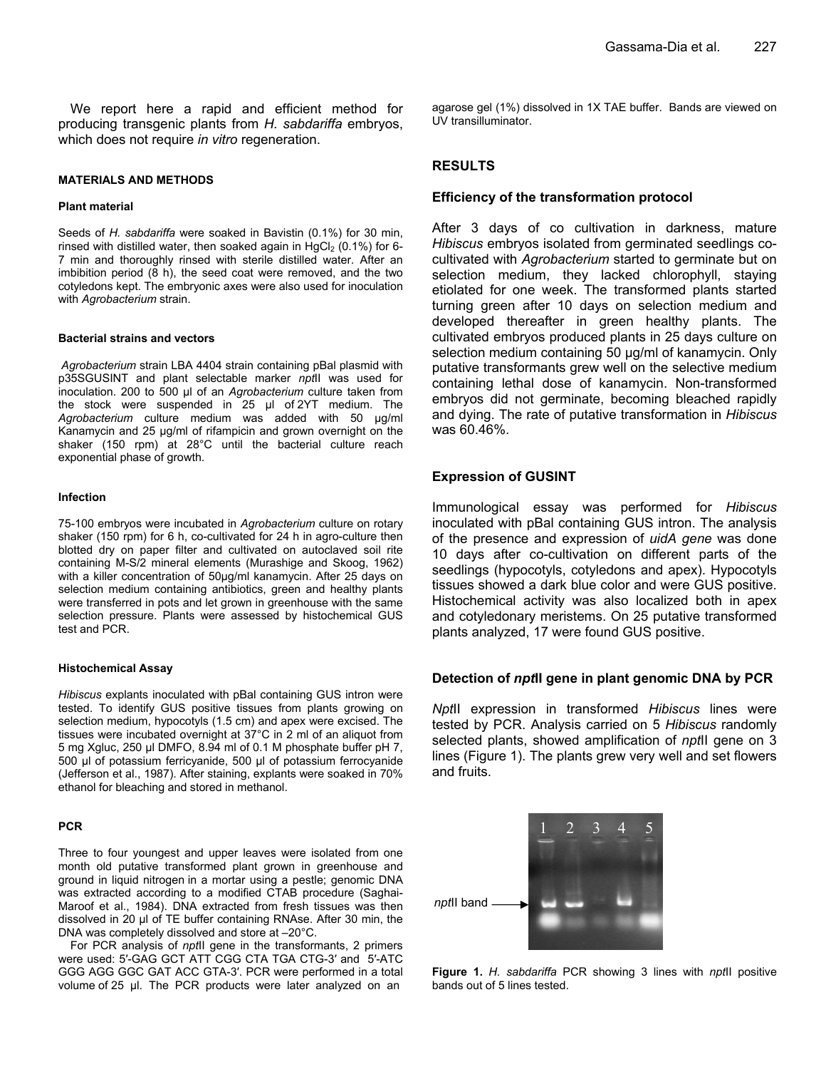We report here a rapid and efficient method for producing transgenic plants from *H. sabdariffa* embryos, which does not require *in vitro* regeneration.

## MATERIALS AND METHODS

### Plant material

Seeds of *H. sabdariffa* were soaked in Bavistin (0.1%) for 30 min, rinsed with distilled water, then soaked again in $HgCl_2$ (0.1%) for 6-7 min and thoroughly rinsed with sterile distilled water. After an imbibition period (8 h), the seed coat were removed, and the two cotyledons kept. The embryonic axes were also used for inoculation with *Agrobacterium* strain.

### Bacterial strains and vectors

*Agrobacterium* strain LBA 4404 strain containing pBal plasmid with p35SGUSINT and plant selectable marker *npt*II was used for inoculation. 200 to 500 µl of an *Agrobacterium* culture taken from the stock were suspended in 25 µl of 2YT medium. The *Agrobacterium* culture medium was added with 50 µg/ml Kanamycin and 25 µg/ml of rifampicin and grown overnight on the shaker (150 rpm) at 28°C until the bacterial culture reach exponential phase of growth.

### Infection

75-100 embryos were incubated in *Agrobacterium* culture on rotary shaker (150 rpm) for 6 h, co-cultivated for 24 h in agro-culture then blotted dry on paper filter and cultivated on autoclaved soil rite containing M-S/2 mineral elements (Murashige and Skoog, 1962) with a killer concentration of 50µg/ml kanamycin. After 25 days on selection medium containing antibiotics, green and healthy plants were transferred in pots and let grown in greenhouse with the same selection pressure. Plants were assessed by histochemical GUS test and PCR.

### Histochemical Assay

*Hibiscus* explants inoculated with pBal containing GUS intron were tested. To identify GUS positive tissues from plants growing on selection medium, hypocotyls (1.5 cm) and apex were excised. The tissues were incubated overnight at 37°C in 2 ml of an aliquot from 5 mg Xgluc, 250 µl DMFO, 8.94 ml of 0.1 M phosphate buffer pH 7, 500 µl of potassium ferricyanide, 500 µl of potassium ferrocyanide (Jefferson et al., 1987). After staining, explants were soaked in 70% ethanol for bleaching and stored in methanol.

### PCR

Three to four youngest and upper leaves were isolated from one month old putative transformed plant grown in greenhouse and ground in liquid nitrogen in a mortar using a pestle; genomic DNA was extracted according to a modified CTAB procedure (Saghai-Maroof et al., 1984). DNA extracted from fresh tissues was then dissolved in 20 µl of TE buffer containing RNAse. After 30 min, the DNA was completely dissolved and store at –20°C.

For PCR analysis of *npt*II gene in the transformants, 2 primers were used: 5′-GAG GCT ATT CGG CTA TGA CTG-3′ and 5′-ATC GGG AGG GGC GAT ACC GTA-3′. PCR were performed in a total volume of 25 µl. The PCR products were later analyzed on an agarose gel (1%) dissolved in 1X TAE buffer. Bands are viewed on UV transilluminator.

## RESULTS

### Efficiency of the transformation protocol

After 3 days of co cultivation in darkness, mature *Hibiscus* embryos isolated from germinated seedlings co-cultivated with *Agrobacterium* started to germinate but on selection medium, they lacked chlorophyll, staying etiolated for one week. The transformed plants started turning green after 10 days on selection medium and developed thereafter in green healthy plants. The cultivated embryos produced plants in 25 days culture on selection medium containing 50 µg/ml of kanamycin. Only putative transformants grew well on the selective medium containing lethal dose of kanamycin. Non-transformed embryos did not germinate, becoming bleached rapidly and dying. The rate of putative transformation in *Hibiscus* was 60.46%.

### Expression of GUSINT

Immunological essay was performed for *Hibiscus* inoculated with pBal containing GUS intron. The analysis of the presence and expression of *uidA gene* was done 10 days after co-cultivation on different parts of the seedlings (hypocotyls, cotyledons and apex). Hypocotyls tissues showed a dark blue color and were GUS positive. Histochemical activity was also localized both in apex and cotyledonary meristems. On 25 putative transformed plants analyzed, 17 were found GUS positive.

### Detection of *npt*II gene in plant genomic DNA by PCR

*Npt*II expression in transformed *Hibiscus* lines were tested by PCR. Analysis carried on 5 *Hibiscus* randomly selected plants, showed amplification of *npt*II gene on 3 lines (Figure 1). The plants grew very well and set flowers and fruits.

**Figure 1.** *H. sabdariffa* PCR showing 3 lines with *npt*II positive bands out of 5 lines tested.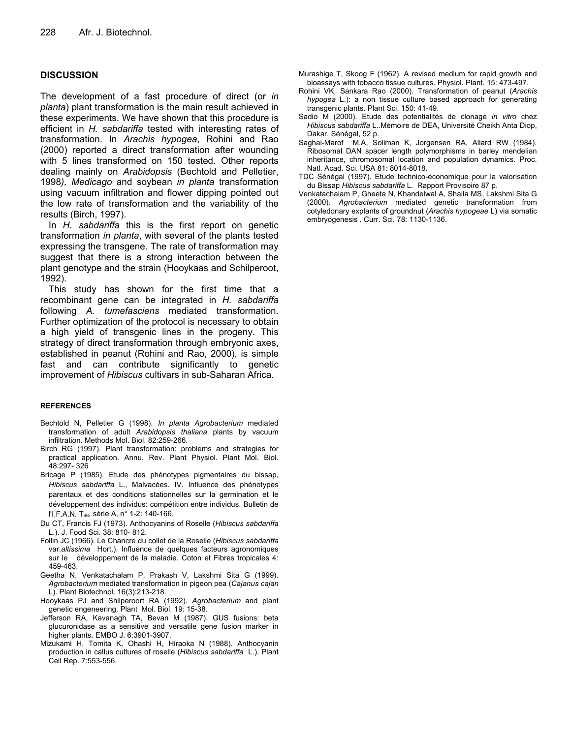## DISCUSSION

The development of a fast procedure of direct (or *in planta*) plant transformation is the main result achieved in these experiments. We have shown that this procedure is efficient in *H. sabdariffa* tested with interesting rates of transformation. In *Arachis hypogea*, Rohini and Rao (2000) reported a direct transformation after wounding with 5 lines transformed on 150 tested. Other reports dealing mainly on *Arabidopsis* (Bechtold and Pelletier, 1998*), Medicago* and soybean *in planta* transformation using vacuum infiltration and flower dipping pointed out the low rate of transformation and the variability of the results (Birch, 1997).

In *H. sabdariffa* this is the first report on genetic transformation *in planta*, with several of the plants tested expressing the transgene. The rate of transformation may suggest that there is a strong interaction between the plant genotype and the strain (Hooykaas and Schilperoot, 1992).

This study has shown for the first time that a recombinant gene can be integrated in *H. sabdariffa* following *A. tumefasciens* mediated transformation. Further optimization of the protocol is necessary to obtain a high yield of transgenic lines in the progeny. This strategy of direct transformation through embryonic axes, established in peanut (Rohini and Rao, 2000), is simple fast and can contribute significantly to genetic improvement of *Hibiscus* cultivars in sub-Saharan Africa.

### REFERENCES

Bechtold N, Pelletier G (1998). *In planta Agrobacterium* mediated transformation of adult *Arabidopsis thaliana* plants by vacuum infiltration. Methods Mol. Biol. 82:259-266.

Birch RG (1997). Plant transformation: problems and strategies for practical application. Annu. Rev. Plant Physiol. Plant Mol. Biol. 48:297- 326

Bricage P (1985). Etude des phénotypes pigmentaires du bissap, *Hibiscus sabdariffa* L., Malvacées. IV. Influence des phénotypes parentaux et des conditions stationnelles sur la germination et le développement des individus: compétition entre individus. Bulletin de l'I.F.A.N. $T_{46}$, série A, n° 1-2: 140-166.

Du CT, Francis FJ (1973). Anthocyanins of Roselle (*Hibiscus sabdariffa* L.). J. Food Sci. 38: 810- 812.

Follin JC (1966). Le Chancre du collet de la Roselle (*Hibiscus sabdariffa* var.*altissima* Hort.). Influence de quelques facteurs agronomiques sur le développement de la maladie. Coton et Fibres tropicales 4: 459-463.

Geetha N, Venkatachalam P, Prakash V, Lakshmi Sita G (1999). *Agrobacterium* mediated transformation in pigeon pea (*Cajanus cajan* L). Plant Biotechnol. 16(3):213-218.

Hooykaas PJ and Shilperoort RA (1992). *Agrobacterium* and plant genetic engeneering. Plant Mol. Biol. 19: 15-38.

Jefferson RA, Kavanagh TA, Bevan M (1987). GUS fusions: beta glucuronidase as a sensitive and versatile gene fusion marker in higher plants. EMBO J. 6:3901-3907.

Mizukami H, Tomita K, Ohashi H, Hiraoka N (1988). Anthocyanin production in callus cultures of roselle (*Hibiscus sabdariffa* L.). Plant Cell Rep. 7:553-556.

Murashige T, Skoog F (1962). A revised medium for rapid growth and bioassays with tobacco tissue cultures. Physiol. Plant. 15: 473-497.

Rohini VK, Sankara Rao (2000). Transformation of peanut (*Arachis hypogea* L.): a non tissue culture based approach for generating transgenic plants. Plant Sci. 150: 41-49.

Sadio M (2000). Etude des potentialités de clonage *in vitro* chez *Hibiscus sabdariffa* L..Mémoire de DEA, Université Cheikh Anta Diop, Dakar, Sénégal, 52 p.

Saghai-Marof M.A, Soliman K, Jorgensen RA, Allard RW (1984). Ribosomal DAN spacer length polymorphisms in barley mendelian inheritance, chromosomal location and population dynamics. Proc. Natl. Acad. Sci. USA 81: 8014-8018.

TDC Sénégal (1997). Etude technico-économique pour la valorisation du Bissap *Hibiscus sabdariffa* L. Rapport Provisoire 87 p.

Venkatachalam P, Gheeta N, Khandelwal A, Shaila MS, Lakshmi Sita G (2000). *Agrobacterium* mediated genetic transformation from cotyledonary explants of groundnut (*Arachis hypogeae* L) via somatic embryogenesis . Curr. Sci. 78: 1130-1136.